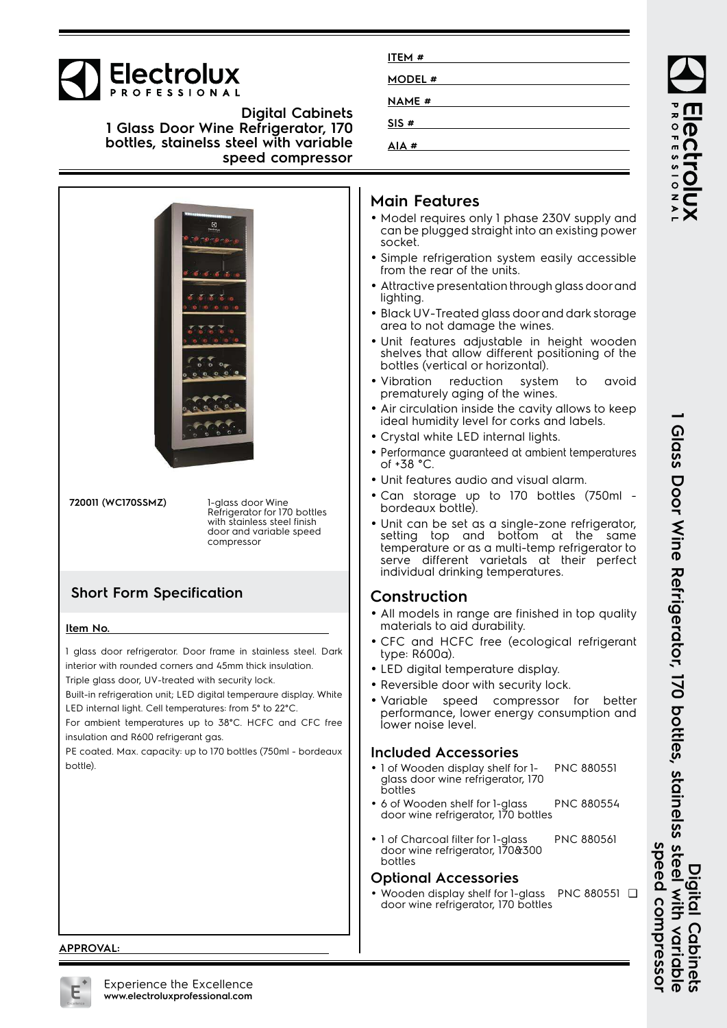# Electrolux PROFESSIONAL

## Digital Cabinets
## 1 Glass Door Wine Refrigerator, 170 bottles, stainelss steel with variable speed compressor

ITEM #

MODEL #

NAME #

SIS #

AIA #

**720011 (WC170SSMZ)**

1-glass door Wine Refrigerator for 170 bottles with stainless steel finish door and variable speed compressor

## Short Form Specification

**Item No.**

1 glass door refrigerator. Door frame in stainless steel. Dark interior with rounded corners and 45mm thick insulation.
Triple glass door, UV-treated with security lock.
Built-in refrigeration unit; LED digital temperaure display. White LED internal light. Cell temperatures: from 5° to 22°C.
For ambient temperatures up to 38°C. HCFC and CFC free insulation and R600 refrigerant gas.
PE coated. Max. capacity: up to 170 bottles (750ml - bordeaux bottle).

## Main Features

- Model requires only 1 phase 230V supply and can be plugged straight into an existing power socket.
- Simple refrigeration system easily accessible from the rear of the units.
- Attractive presentation through glass door and lighting.
- Black UV-Treated glass door and dark storage area to not damage the wines.
- Unit features adjustable in height wooden shelves that allow different positioning of the bottles (vertical or horizontal).
- Vibration reduction system to avoid prematurely aging of the wines.
- Air circulation inside the cavity allows to keep ideal humidity level for corks and labels.
- Crystal white LED internal lights.
- Performance guaranteed at ambient temperatures of +38 °C.
- Unit features audio and visual alarm.
- Can storage up to 170 bottles (750ml - bordeaux bottle).
- Unit can be set as a single-zone refrigerator, setting top and bottom at the same temperature or as a multi-temp refrigerator to serve different varietals at their perfect individual drinking temperatures.

## Construction

- All models in range are finished in top quality materials to aid durability.
- CFC and HCFC free (ecological refrigerant type: R600a).
- LED digital temperature display.
- Reversible door with security lock.
- Variable speed compressor for better performance, lower energy consumption and lower noise level.

## Included Accessories

- 1 of Wooden display shelf for 1-glass door wine refrigerator, 170 bottles — PNC 880551
- 6 of Wooden shelf for 1-glass door wine refrigerator, 170 bottles — PNC 880554
- 1 of Charcoal filter for 1-glass door wine refrigerator, 170&300 bottles — PNC 880561

## Optional Accessories

- Wooden display shelf for 1-glass door wine refrigerator, 170 bottles — PNC 880551 ❑

APPROVAL:

Experience the Excellence
**www.electroluxprofessional.com**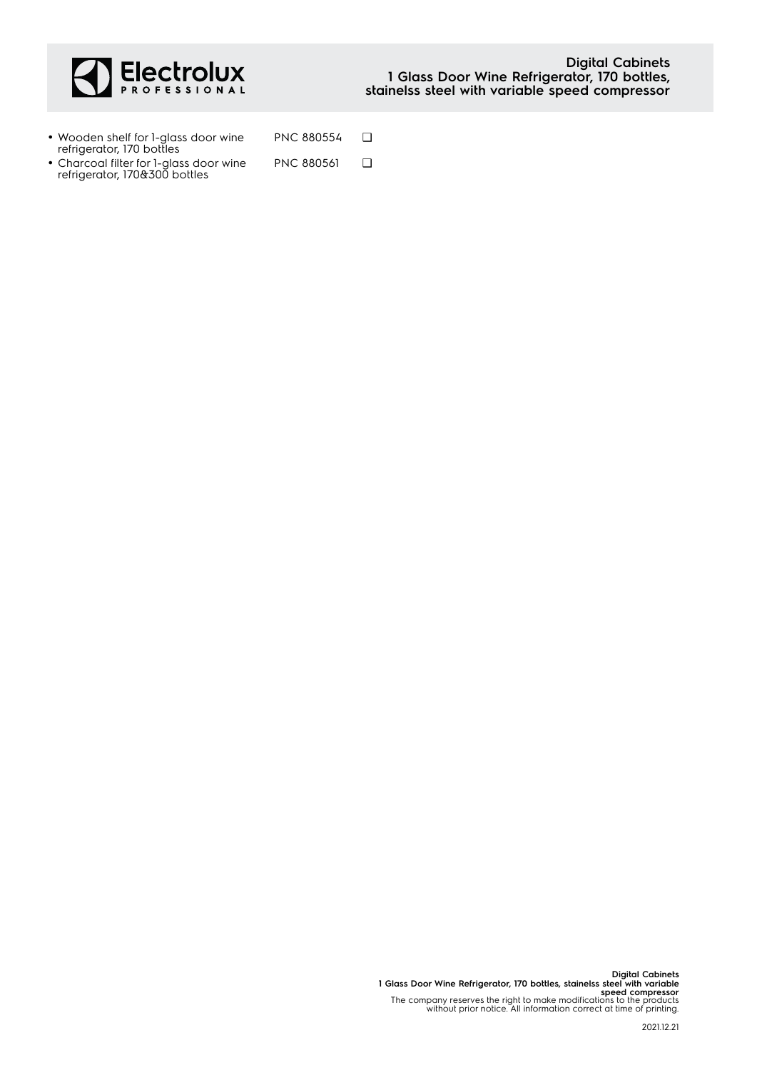- Wooden shelf for 1-glass door wine refrigerator, 170 bottles PNC 880554 ❑
- Charcoal filter for 1-glass door wine refrigerator, 170&300 bottles PNC 880561 ❑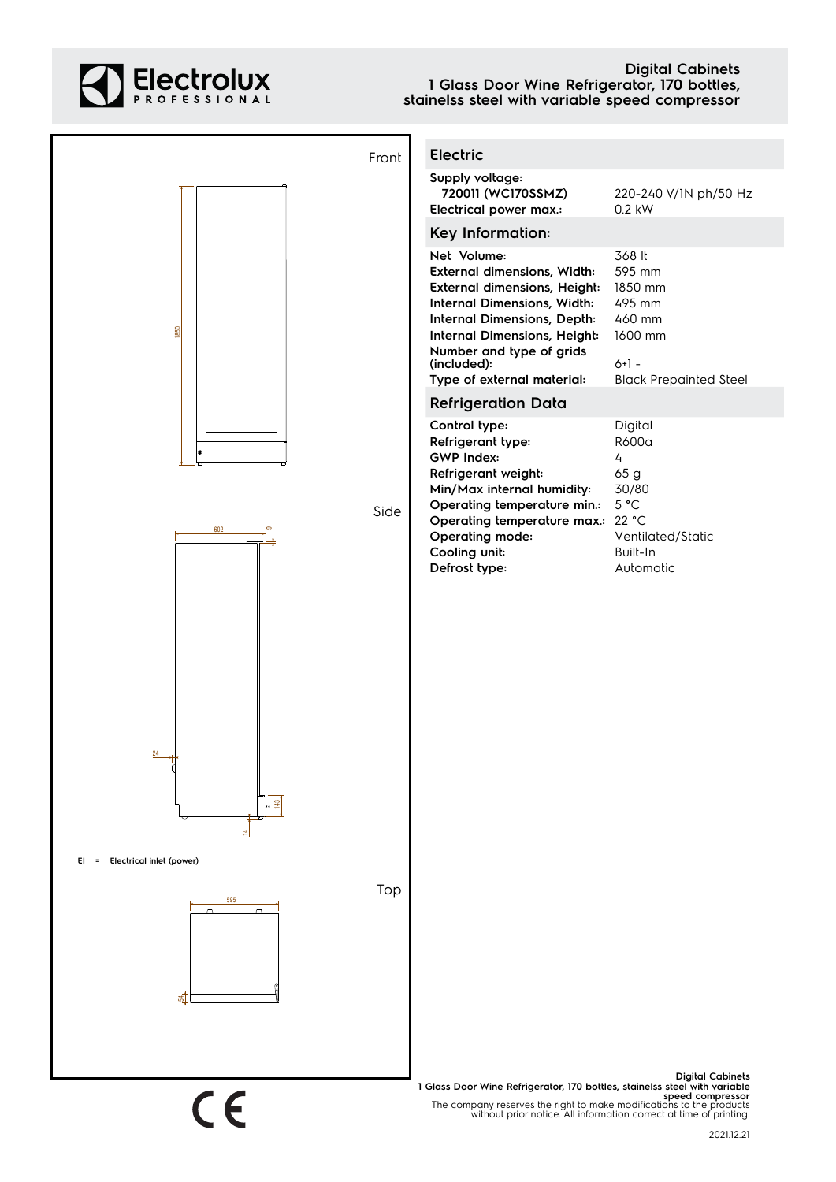# Electrolux PROFESSIONAL

**Digital Cabinets**
**1 Glass Door Wine Refrigerator, 170 bottles, stainelss steel with variable speed compressor**

Front

1850

Side

602

9

24

143

14

EI = Electrical inlet (power)

Top

595

54

## Electric

| | |
|---|---|
| **Supply voltage:** | |
| **720011 (WC170SSMZ)** | 220-240 V/1N ph/50 Hz |
| **Electrical power max.:** | 0.2 kW |

## Key Information:

| | |
|---|---|
| **Net Volume:** | 368 lt |
| **External dimensions, Width:** | 595 mm |
| **External dimensions, Height:** | 1850 mm |
| **Internal Dimensions, Width:** | 495 mm |
| **Internal Dimensions, Depth:** | 460 mm |
| **Internal Dimensions, Height:** | 1600 mm |
| **Number and type of grids (included):** | 6+1 - |
| **Type of external material:** | Black Prepainted Steel |

## Refrigeration Data

| | |
|---|---|
| **Control type:** | Digital |
| **Refrigerant type:** | R600a |
| **GWP Index:** | 4 |
| **Refrigerant weight:** | 65 g |
| **Min/Max internal humidity:** | 30/80 |
| **Operating temperature min.:** | 5 °C |
| **Operating temperature max.:** | 22 °C |
| **Operating mode:** | Ventilated/Static |
| **Cooling unit:** | Built-In |
| **Defrost type:** | Automatic |

CE

**Digital Cabinets**
**1 Glass Door Wine Refrigerator, 170 bottles, stainelss steel with variable speed compressor**
The company reserves the right to make modifications to the products without prior notice. All information correct at time of printing.

2021.12.21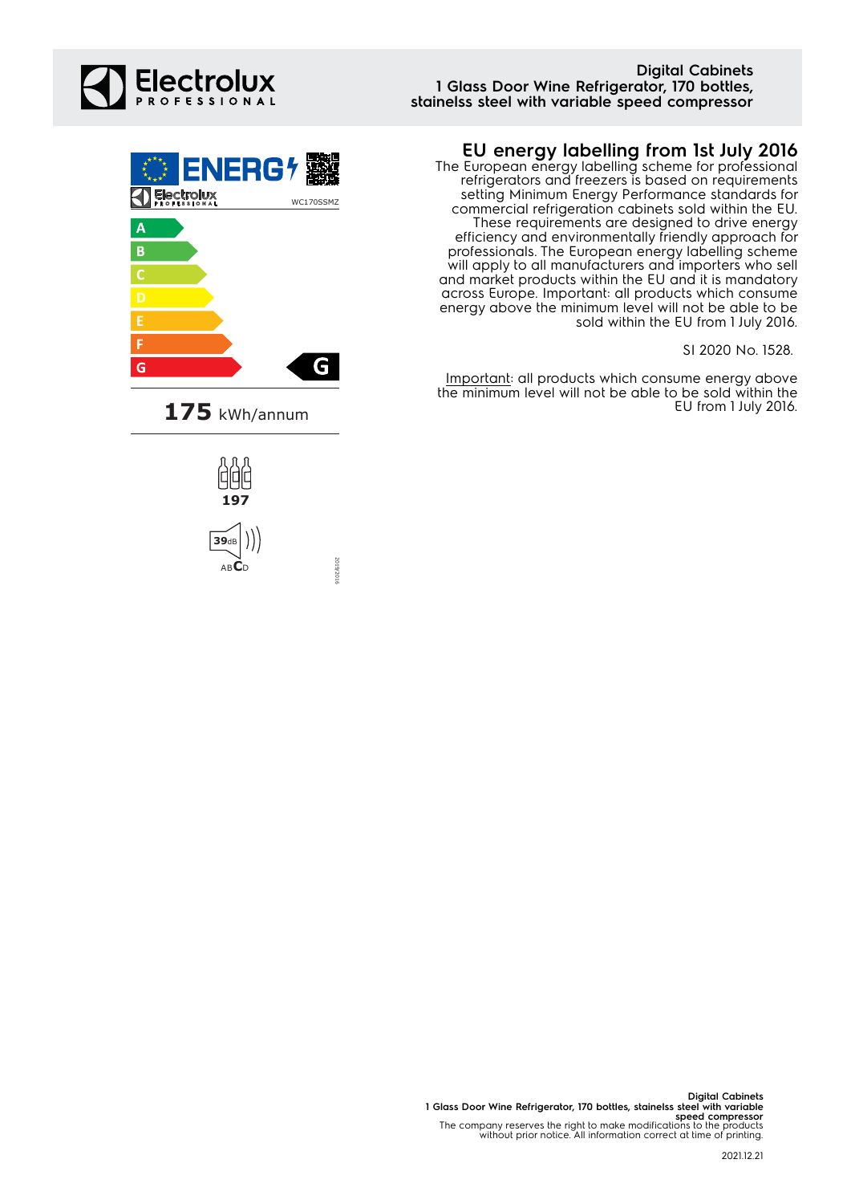# Digital Cabinets
1 Glass Door Wine Refrigerator, 170 bottles, stainelss steel with variable speed compressor

ENERG

Electrolux PROFESSIONAL

WC170SSMZ

A
B
C
D
E
F
G

**G**

**175** kWh/annum

**197**

**39**dB

ABCD

2019/2016

## EU energy labelling from 1st July 2016

The European energy labelling scheme for professional refrigerators and freezers is based on requirements setting Minimum Energy Performance standards for commercial refrigeration cabinets sold within the EU. These requirements are designed to drive energy efficiency and environmentally friendly approach for professionals. The European energy labelling scheme will apply to all manufacturers and importers who sell and market products within the EU and it is mandatory across Europe. Important: all products which consume energy above the minimum level will not be able to be sold within the EU from 1 July 2016.

SI 2020 No. 1528.

Important: all products which consume energy above the minimum level will not be able to be sold within the EU from 1 July 2016.

The company reserves the right to make modifications to the products without prior notice. All information correct at time of printing.

2021.12.21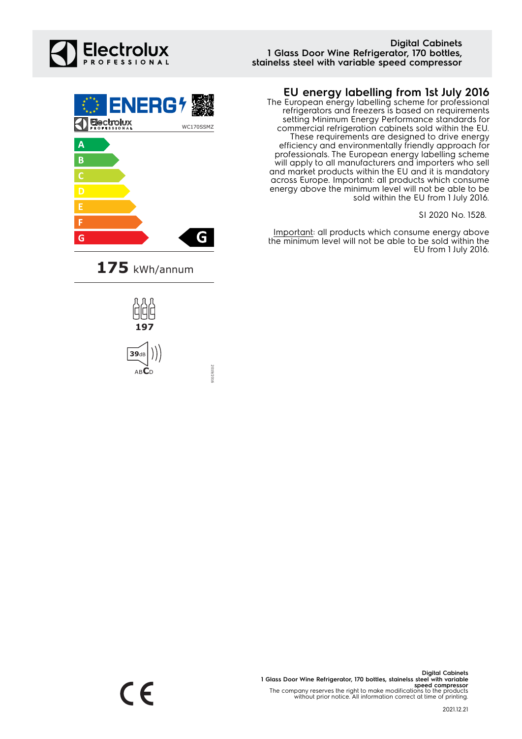Electrolux PROFESSIONAL

Digital Cabinets
1 Glass Door Wine Refrigerator, 170 bottles, stainelss steel with variable speed compressor

ENERG
Electrolux PROFESSIONAL
WC170SSMZ

A
B
C
D
E
F
G

G

175 kWh/annum

197

39dB

ABCD

2019/2016

## EU energy labelling from 1st July 2016

The European energy labelling scheme for professional refrigerators and freezers is based on requirements setting Minimum Energy Performance standards for commercial refrigeration cabinets sold within the EU. These requirements are designed to drive energy efficiency and environmentally friendly approach for professionals. The European energy labelling scheme will apply to all manufacturers and importers who sell and market products within the EU and it is mandatory across Europe. Important: all products which consume energy above the minimum level will not be able to be sold within the EU from 1 July 2016.

SI 2020 No. 1528.

Important: all products which consume energy above the minimum level will not be able to be sold within the EU from 1 July 2016.

CE

**Digital Cabinets**
**1 Glass Door Wine Refrigerator, 170 bottles, stainelss steel with variable speed compressor**
The company reserves the right to make modifications to the products without prior notice. All information correct at time of printing.

2021.12.21